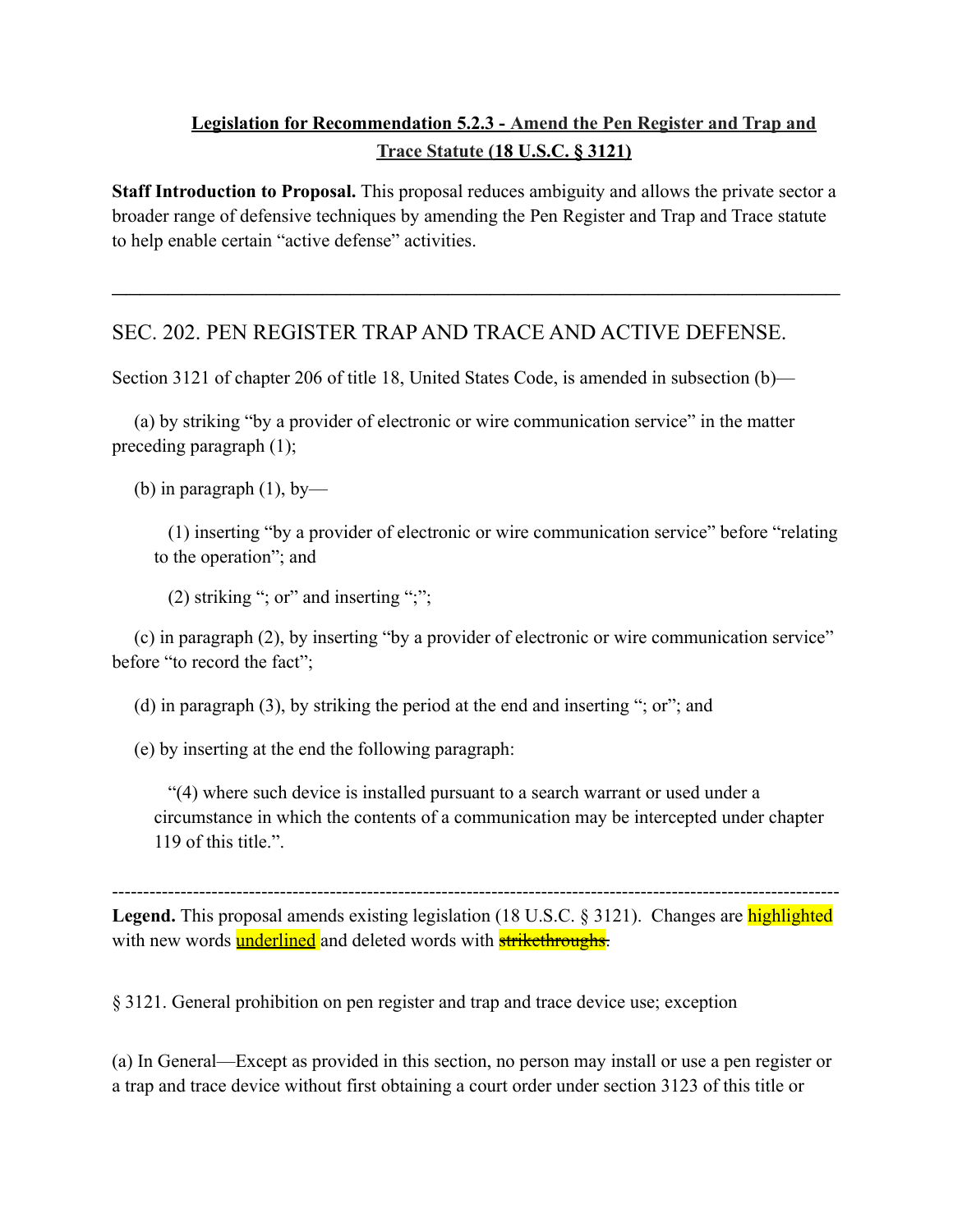**Legislation for Recommendation 5.2.3 - Amend the Pen Register and Trap and Trace Statute (18 U.S.C. § 3121)**

**Staff Introduction to Proposal.** This proposal reduces ambiguity and allows the private sector a broader range of defensive techniques by amending the Pen Register and Trap and Trace statute to help enable certain "active defense" activities.

---

## SEC. 202. PEN REGISTER TRAP AND TRACE AND ACTIVE DEFENSE.

Section 3121 of chapter 206 of title 18, United States Code, is amended in subsection (b)—

(a) by striking "by a provider of electronic or wire communication service" in the matter preceding paragraph (1);

(b) in paragraph (1), by—

(1) inserting "by a provider of electronic or wire communication service" before "relating to the operation"; and

(2) striking "; or" and inserting ";";

(c) in paragraph (2), by inserting "by a provider of electronic or wire communication service" before "to record the fact";

(d) in paragraph (3), by striking the period at the end and inserting "; or"; and

(e) by inserting at the end the following paragraph:

"(4) where such device is installed pursuant to a search warrant or used under a circumstance in which the contents of a communication may be intercepted under chapter 119 of this title.".

---

**Legend.** This proposal amends existing legislation (18 U.S.C. § 3121). Changes are highlighted with new words underlined and deleted words with ~~strikethroughs~~.

§ 3121. General prohibition on pen register and trap and trace device use; exception

(a) In General—Except as provided in this section, no person may install or use a pen register or a trap and trace device without first obtaining a court order under section 3123 of this title or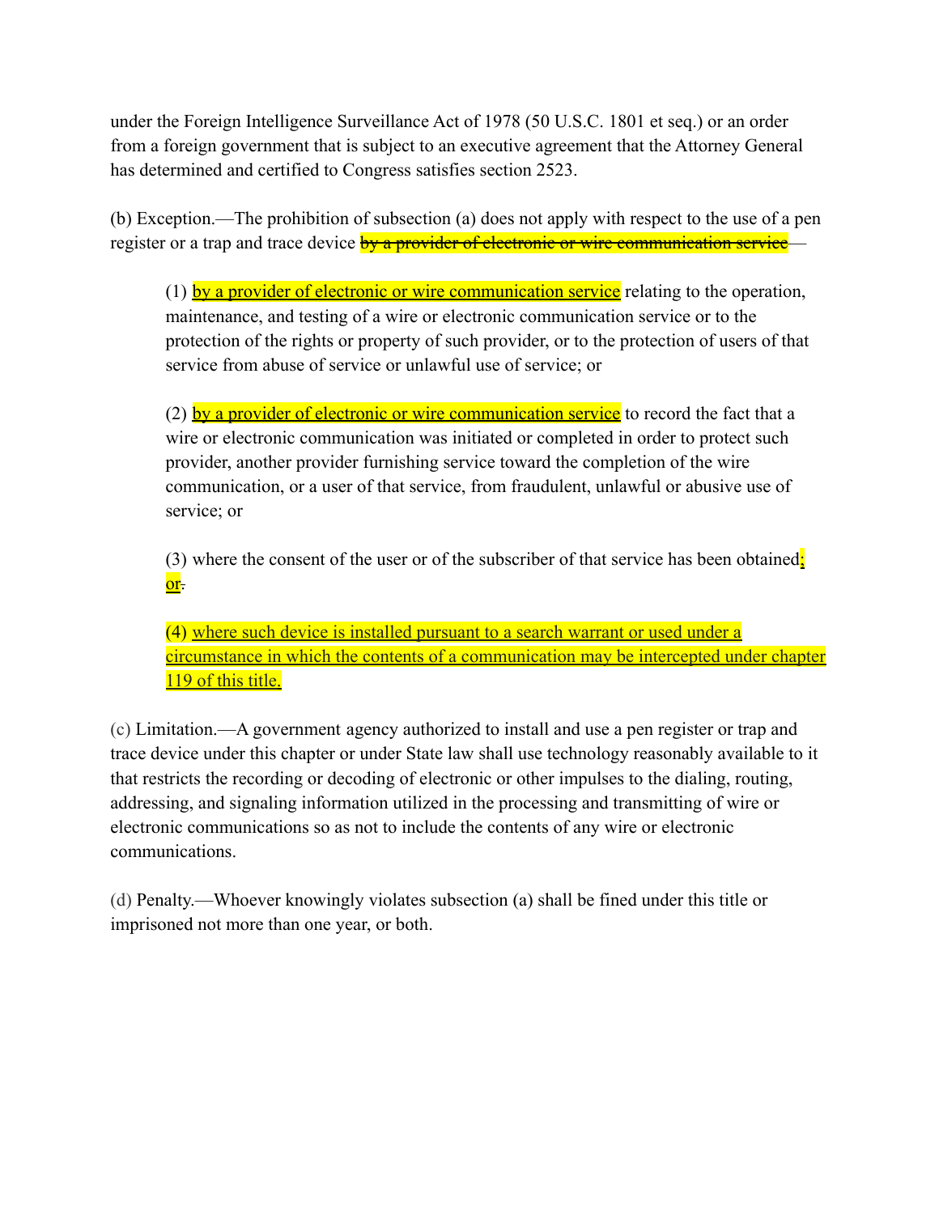under the Foreign Intelligence Surveillance Act of 1978 (50 U.S.C. 1801 et seq.) or an order from a foreign government that is subject to an executive agreement that the Attorney General has determined and certified to Congress satisfies section 2523.

(b) Exception.—The prohibition of subsection (a) does not apply with respect to the use of a pen register or a trap and trace device ~~by a provider of electronic or wire communication service~~—

> (1) <u>by a provider of electronic or wire communication service</u> relating to the operation, maintenance, and testing of a wire or electronic communication service or to the protection of the rights or property of such provider, or to the protection of users of that service from abuse of service or unlawful use of service; or
>
> (2) <u>by a provider of electronic or wire communication service</u> to record the fact that a wire or electronic communication was initiated or completed in order to protect such provider, another provider furnishing service toward the completion of the wire communication, or a user of that service, from fraudulent, unlawful or abusive use of service; or
>
> (3) where the consent of the user or of the subscriber of that service has been obtained<u>; or</u>~~.~~
>
> (4) <u>where such device is installed pursuant to a search warrant or used under a circumstance in which the contents of a communication may be intercepted under chapter 119 of this title.</u>

(c) Limitation.—A government agency authorized to install and use a pen register or trap and trace device under this chapter or under State law shall use technology reasonably available to it that restricts the recording or decoding of electronic or other impulses to the dialing, routing, addressing, and signaling information utilized in the processing and transmitting of wire or electronic communications so as not to include the contents of any wire or electronic communications.

(d) Penalty.—Whoever knowingly violates subsection (a) shall be fined under this title or imprisoned not more than one year, or both.